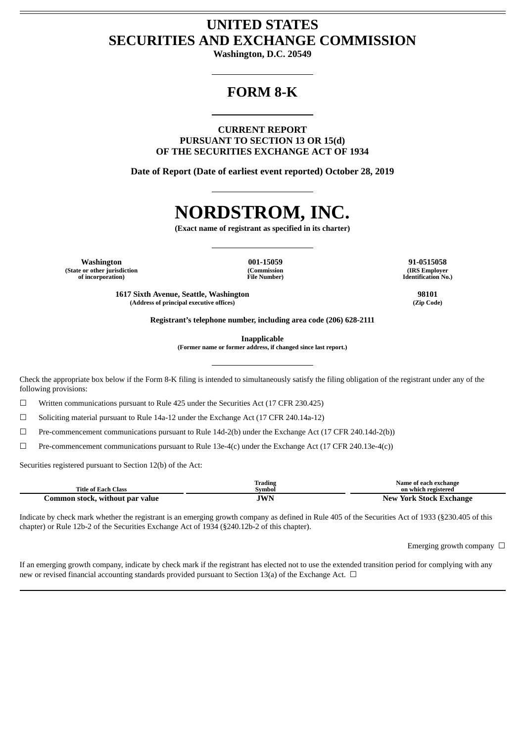# UNITED STATES
# SECURITIES AND EXCHANGE COMMISSION

**Washington, D.C. 20549**

---

# FORM 8-K

---

**CURRENT REPORT**
**PURSUANT TO SECTION 13 OR 15(d)**
**OF THE SECURITIES EXCHANGE ACT OF 1934**

**Date of Report (Date of earliest event reported) October 28, 2019**

---

# NORDSTROM, INC.

**(Exact name of registrant as specified in its charter)**

---

| **Washington** | **001-15059** | **91-0515058** |
|---|---|---|
| **(State or other jurisdiction of incorporation)** | **(Commission File Number)** | **(IRS Employer Identification No.)** |

| **1617 Sixth Avenue, Seattle, Washington** | **98101** |
|---|---|
| **(Address of principal executive offices)** | **(Zip Code)** |

**Registrant's telephone number, including area code (206) 628-2111**

**Inapplicable**
**(Former name or former address, if changed since last report.)**

---

Check the appropriate box below if the Form 8-K filing is intended to simultaneously satisfy the filing obligation of the registrant under any of the following provisions:

☐ Written communications pursuant to Rule 425 under the Securities Act (17 CFR 230.425)

☐ Soliciting material pursuant to Rule 14a-12 under the Exchange Act (17 CFR 240.14a-12)

☐ Pre-commencement communications pursuant to Rule 14d-2(b) under the Exchange Act (17 CFR 240.14d-2(b))

☐ Pre-commencement communications pursuant to Rule 13e-4(c) under the Exchange Act (17 CFR 240.13e-4(c))

Securities registered pursuant to Section 12(b) of the Act:

| Title of Each Class | Trading Symbol | Name of each exchange on which registered |
|---|---|---|
| **Common stock, without par value** | **JWN** | **New York Stock Exchange** |

Indicate by check mark whether the registrant is an emerging growth company as defined in Rule 405 of the Securities Act of 1933 (§230.405 of this chapter) or Rule 12b-2 of the Securities Exchange Act of 1934 (§240.12b-2 of this chapter).

Emerging growth company ☐

If an emerging growth company, indicate by check mark if the registrant has elected not to use the extended transition period for complying with any new or revised financial accounting standards provided pursuant to Section 13(a) of the Exchange Act. ☐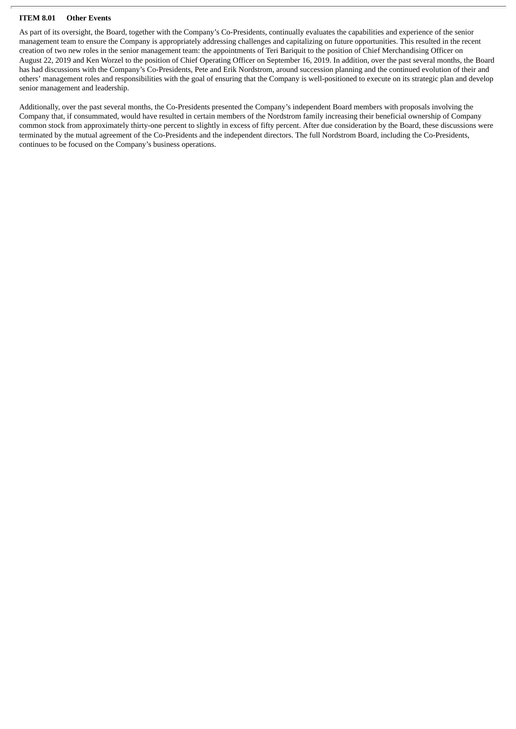**ITEM 8.01 Other Events**

As part of its oversight, the Board, together with the Company's Co-Presidents, continually evaluates the capabilities and experience of the senior management team to ensure the Company is appropriately addressing challenges and capitalizing on future opportunities. This resulted in the recent creation of two new roles in the senior management team: the appointments of Teri Bariquit to the position of Chief Merchandising Officer on August 22, 2019 and Ken Worzel to the position of Chief Operating Officer on September 16, 2019. In addition, over the past several months, the Board has had discussions with the Company's Co-Presidents, Pete and Erik Nordstrom, around succession planning and the continued evolution of their and others' management roles and responsibilities with the goal of ensuring that the Company is well-positioned to execute on its strategic plan and develop senior management and leadership.

Additionally, over the past several months, the Co-Presidents presented the Company's independent Board members with proposals involving the Company that, if consummated, would have resulted in certain members of the Nordstrom family increasing their beneficial ownership of Company common stock from approximately thirty-one percent to slightly in excess of fifty percent. After due consideration by the Board, these discussions were terminated by the mutual agreement of the Co-Presidents and the independent directors. The full Nordstrom Board, including the Co-Presidents, continues to be focused on the Company's business operations.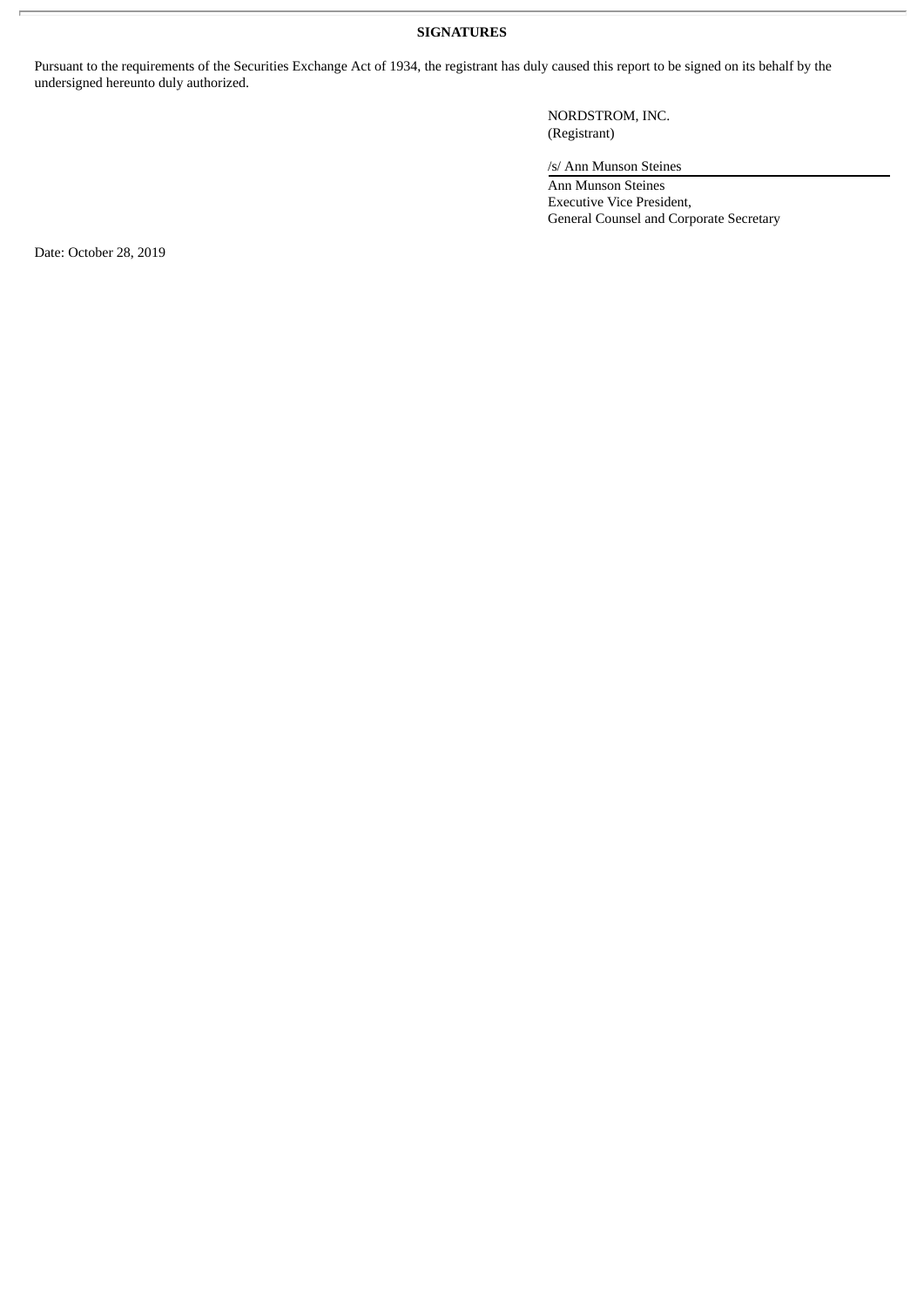**SIGNATURES**

Pursuant to the requirements of the Securities Exchange Act of 1934, the registrant has duly caused this report to be signed on its behalf by the undersigned hereunto duly authorized.

NORDSTROM, INC.
(Registrant)

/s/ Ann Munson Steines

Ann Munson Steines
Executive Vice President,
General Counsel and Corporate Secretary

Date: October 28, 2019